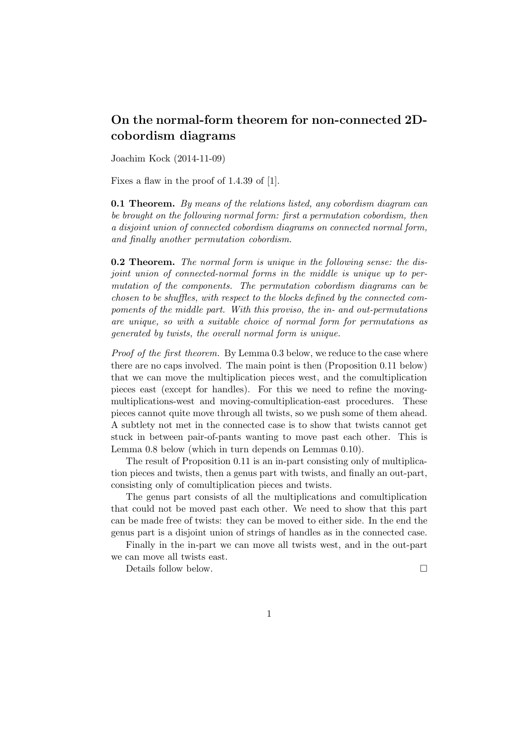# On the normal-form theorem for non-connected 2D-cobordism diagrams

Joachim Kock (2014-11-09)

Fixes a flaw in the proof of 1.4.39 of [1].

**0.1 Theorem.** *By means of the relations listed, any cobordism diagram can be brought on the following normal form: first a permutation cobordism, then a disjoint union of connected cobordism diagrams on connected normal form, and finally another permutation cobordism.*

**0.2 Theorem.** *The normal form is unique in the following sense: the disjoint union of connected-normal forms in the middle is unique up to permutation of the components. The permutation cobordism diagrams can be chosen to be shuffles, with respect to the blocks defined by the connected compoments of the middle part. With this proviso, the in- and out-permutations are unique, so with a suitable choice of normal form for permutations as generated by twists, the overall normal form is unique.*

*Proof of the first theorem.* By Lemma 0.3 below, we reduce to the case where there are no caps involved. The main point is then (Proposition 0.11 below) that we can move the multiplication pieces west, and the comultiplication pieces east (except for handles). For this we need to refine the moving-multiplications-west and moving-comultiplication-east procedures. These pieces cannot quite move through all twists, so we push some of them ahead. A subtlety not met in the connected case is to show that twists cannot get stuck in between pair-of-pants wanting to move past each other. This is Lemma 0.8 below (which in turn depends on Lemmas 0.10).

The result of Proposition 0.11 is an in-part consisting only of multiplication pieces and twists, then a genus part with twists, and finally an out-part, consisting only of comultiplication pieces and twists.

The genus part consists of all the multiplications and comultiplication that could not be moved past each other. We need to show that this part can be made free of twists: they can be moved to either side. In the end the genus part is a disjoint union of strings of handles as in the connected case.

Finally in the in-part we can move all twists west, and in the out-part we can move all twists east.

Details follow below. □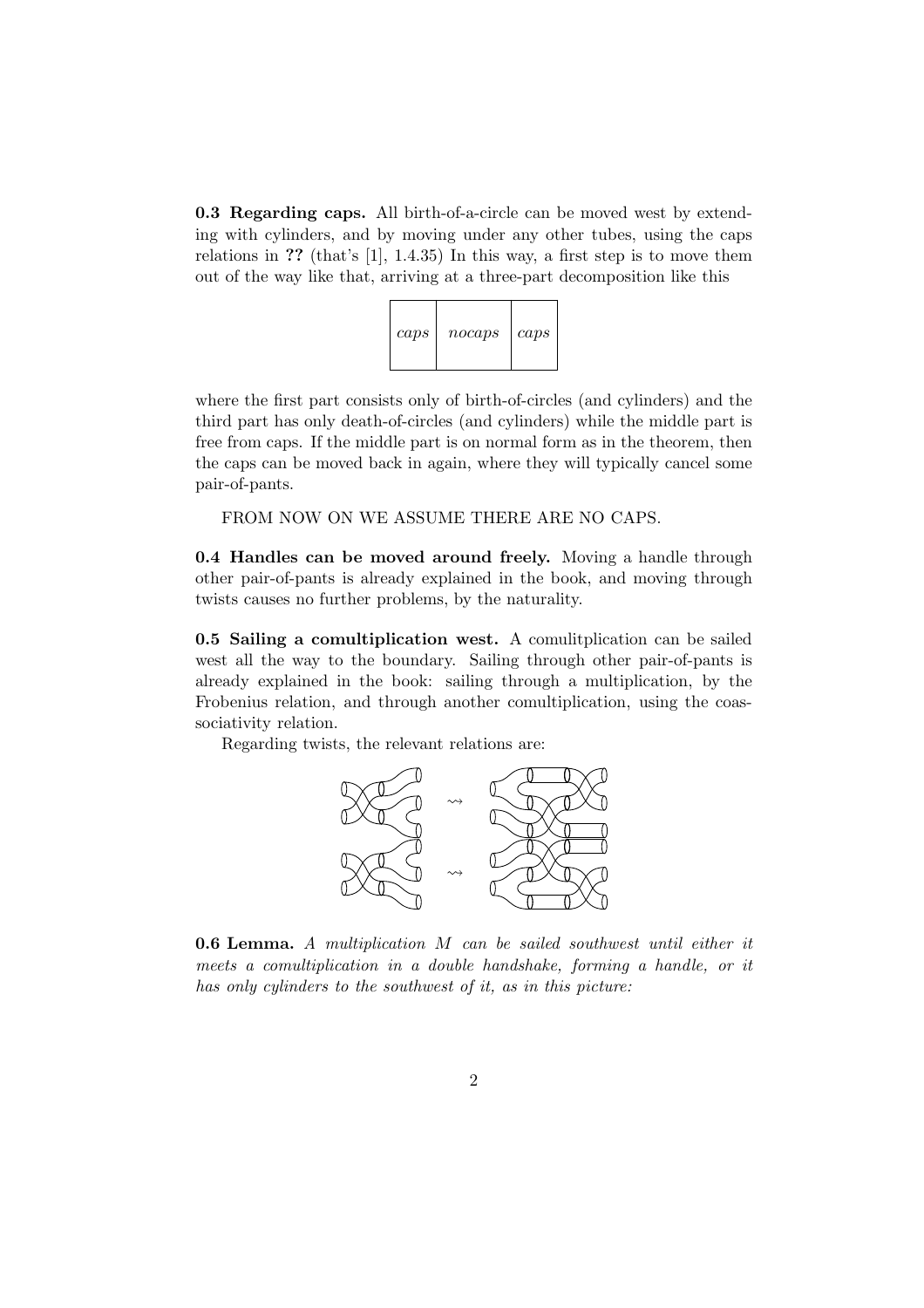**0.3 Regarding caps.** All birth-of-a-circle can be moved west by extending with cylinders, and by moving under any other tubes, using the caps relations in **??** (that's [1], 1.4.35) In this way, a first step is to move them out of the way like that, arriving at a three-part decomposition like this

| *caps* | *nocaps* | *caps* |
|---|---|---|

where the first part consists only of birth-of-circles (and cylinders) and the third part has only death-of-circles (and cylinders) while the middle part is free from caps. If the middle part is on normal form as in the theorem, then the caps can be moved back in again, where they will typically cancel some pair-of-pants.

FROM NOW ON WE ASSUME THERE ARE NO CAPS.

**0.4 Handles can be moved around freely.** Moving a handle through other pair-of-pants is already explained in the book, and moving through twists causes no further problems, by the naturality.

**0.5 Sailing a comultiplication west.** A comulitplication can be sailed west all the way to the boundary. Sailing through other pair-of-pants is already explained in the book: sailing through a multiplication, by the Frobenius relation, and through another comultiplication, using the coassociativity relation.

Regarding twists, the relevant relations are:

**0.6 Lemma.** *A multiplication $M$ can be sailed southwest until either it meets a comultiplication in a double handshake, forming a handle, or it has only cylinders to the southwest of it, as in this picture:*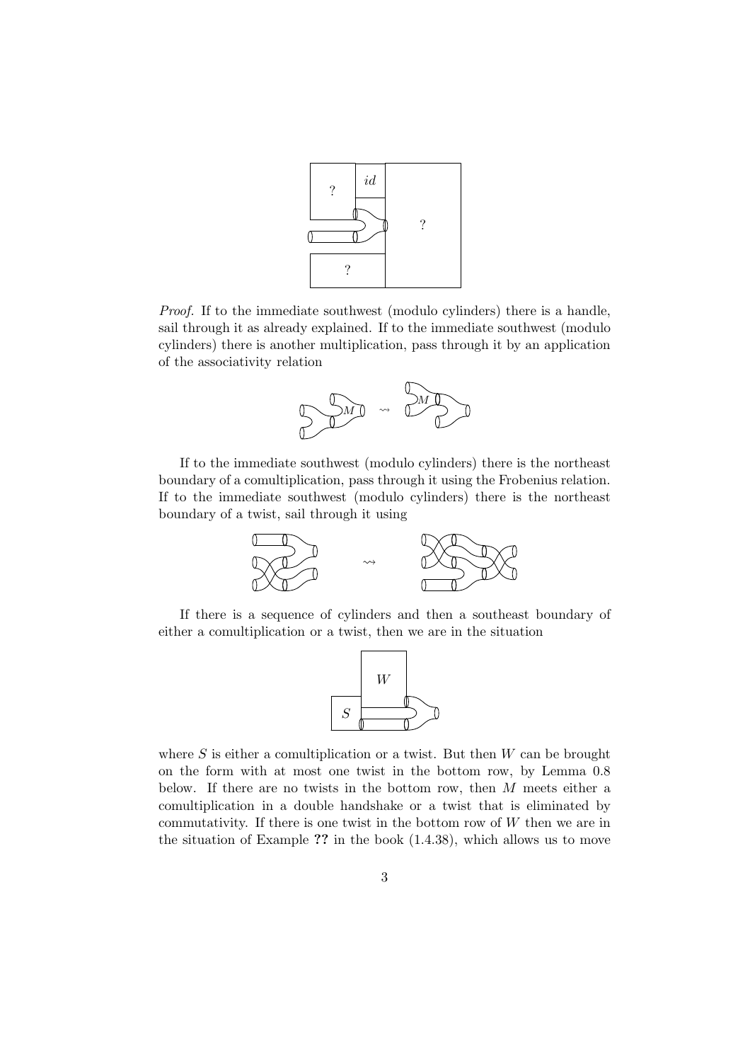*Proof.* If to the immediate southwest (modulo cylinders) there is a handle, sail through it as already explained. If to the immediate southwest (modulo cylinders) there is another multiplication, pass through it by an application of the associativity relation

If to the immediate southwest (modulo cylinders) there is the northeast boundary of a comultiplication, pass through it using the Frobenius relation. If to the immediate southwest (modulo cylinders) there is the northeast boundary of a twist, sail through it using

If there is a sequence of cylinders and then a southeast boundary of either a comultiplication or a twist, then we are in the situation

where $S$ is either a comultiplication or a twist. But then $W$ can be brought on the form with at most one twist in the bottom row, by Lemma 0.8 below. If there are no twists in the bottom row, then $M$ meets either a comultiplication in a double handshake or a twist that is eliminated by commutativity. If there is one twist in the bottom row of $W$ then we are in the situation of Example **??** in the book (1.4.38), which allows us to move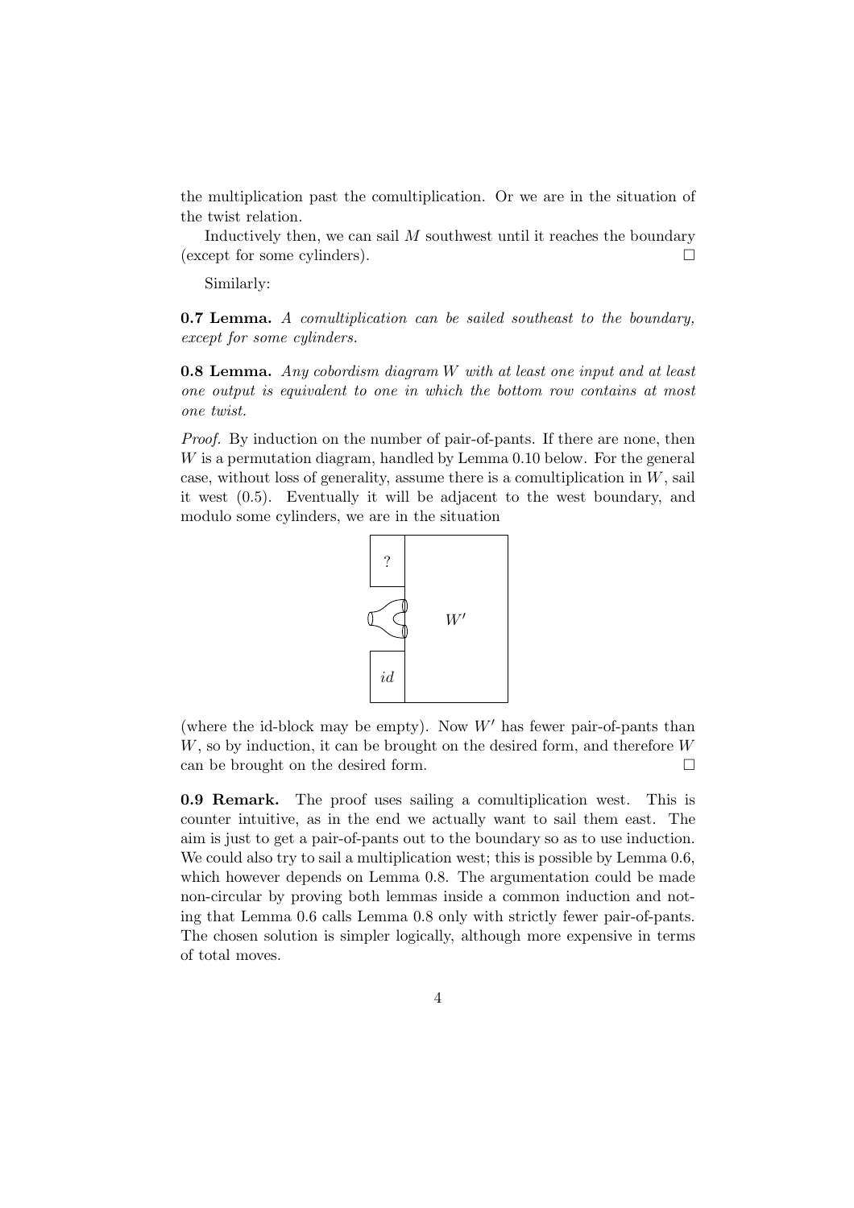the multiplication past the comultiplication. Or we are in the situation of the twist relation.

Inductively then, we can sail $M$ southwest until it reaches the boundary (except for some cylinders). □

Similarly:

**0.7 Lemma.** *A comultiplication can be sailed southeast to the boundary, except for some cylinders.*

**0.8 Lemma.** *Any cobordism diagram $W$ with at least one input and at least one output is equivalent to one in which the bottom row contains at most one twist.*

*Proof.* By induction on the number of pair-of-pants. If there are none, then $W$ is a permutation diagram, handled by Lemma 0.10 below. For the general case, without loss of generality, assume there is a comultiplication in $W$, sail it west (0.5). Eventually it will be adjacent to the west boundary, and modulo some cylinders, we are in the situation

(where the id-block may be empty). Now $W'$ has fewer pair-of-pants than $W$, so by induction, it can be brought on the desired form, and therefore $W$ can be brought on the desired form. □

**0.9 Remark.** The proof uses sailing a comultiplication west. This is counter intuitive, as in the end we actually want to sail them east. The aim is just to get a pair-of-pants out to the boundary so as to use induction. We could also try to sail a multiplication west; this is possible by Lemma 0.6, which however depends on Lemma 0.8. The argumentation could be made non-circular by proving both lemmas inside a common induction and noting that Lemma 0.6 calls Lemma 0.8 only with strictly fewer pair-of-pants. The chosen solution is simpler logically, although more expensive in terms of total moves.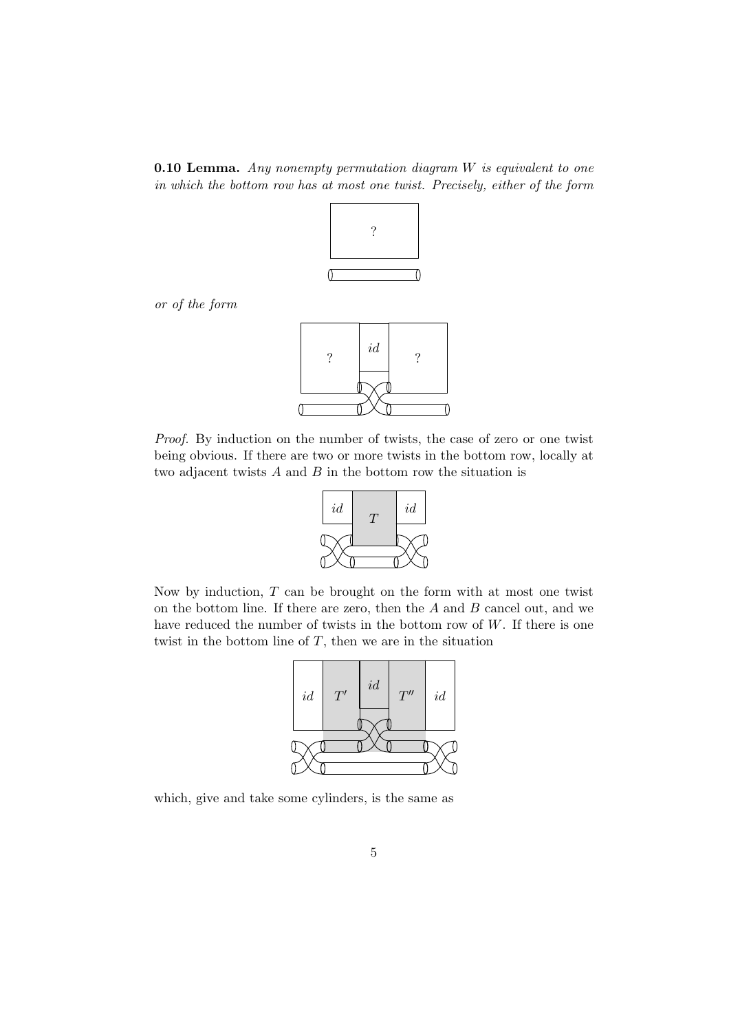**0.10 Lemma.** *Any nonempty permutation diagram $W$ is equivalent to one in which the bottom row has at most one twist. Precisely, either of the form*

*or of the form*

*Proof.* By induction on the number of twists, the case of zero or one twist being obvious. If there are two or more twists in the bottom row, locally at two adjacent twists $A$ and $B$ in the bottom row the situation is

Now by induction, $T$ can be brought on the form with at most one twist on the bottom line. If there are zero, then the $A$ and $B$ cancel out, and we have reduced the number of twists in the bottom row of $W$. If there is one twist in the bottom line of $T$, then we are in the situation

which, give and take some cylinders, is the same as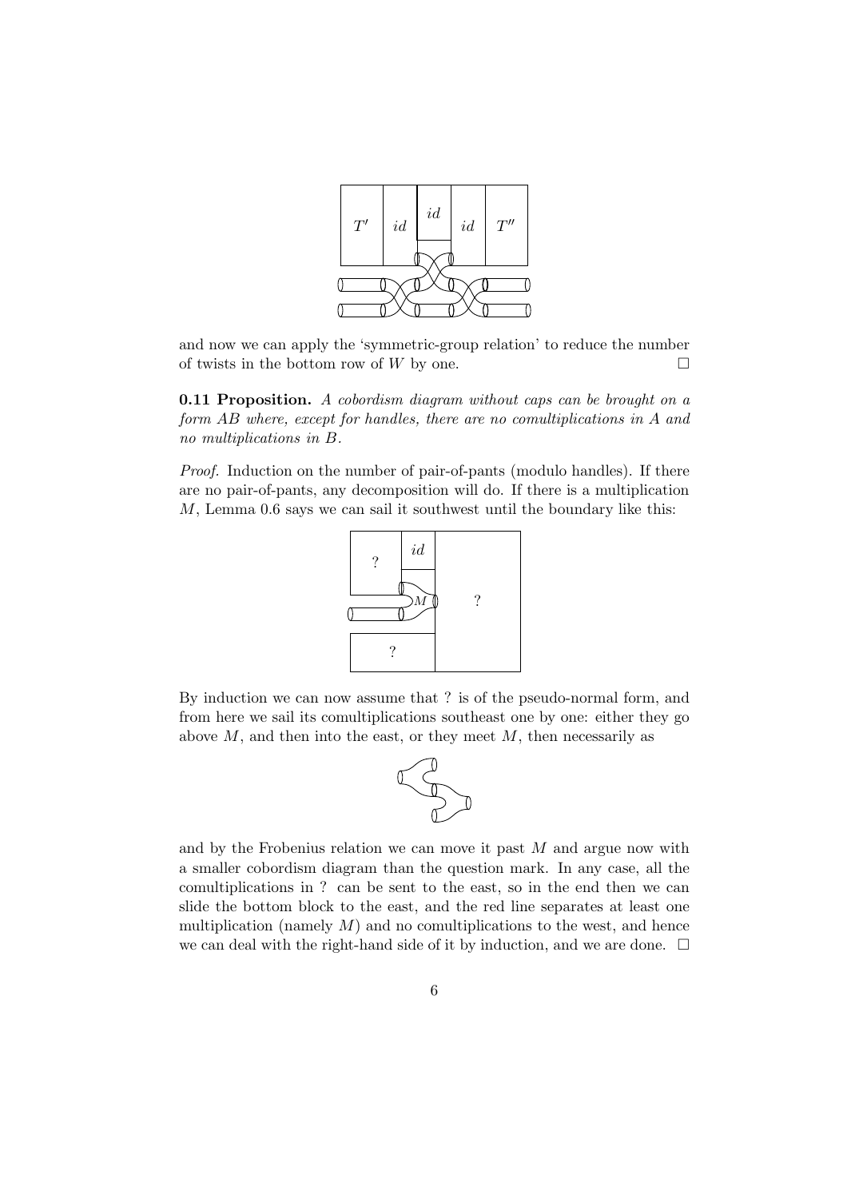and now we can apply the 'symmetric-group relation' to reduce the number of twists in the bottom row of $W$ by one. $\square$

**0.11 Proposition.** *A cobordism diagram without caps can be brought on a form $AB$ where, except for handles, there are no comultiplications in $A$ and no multiplications in $B$.*

*Proof.* Induction on the number of pair-of-pants (modulo handles). If there are no pair-of-pants, any decomposition will do. If there is a multiplication $M$, Lemma 0.6 says we can sail it southwest until the boundary like this:

By induction we can now assume that ? is of the pseudo-normal form, and from here we sail its comultiplications southeast one by one: either they go above $M$, and then into the east, or they meet $M$, then necessarily as

and by the Frobenius relation we can move it past $M$ and argue now with a smaller cobordism diagram than the question mark. In any case, all the comultiplications in ? can be sent to the east, so in the end then we can slide the bottom block to the east, and the red line separates at least one multiplication (namely $M$) and no comultiplications to the west, and hence we can deal with the right-hand side of it by induction, and we are done. $\square$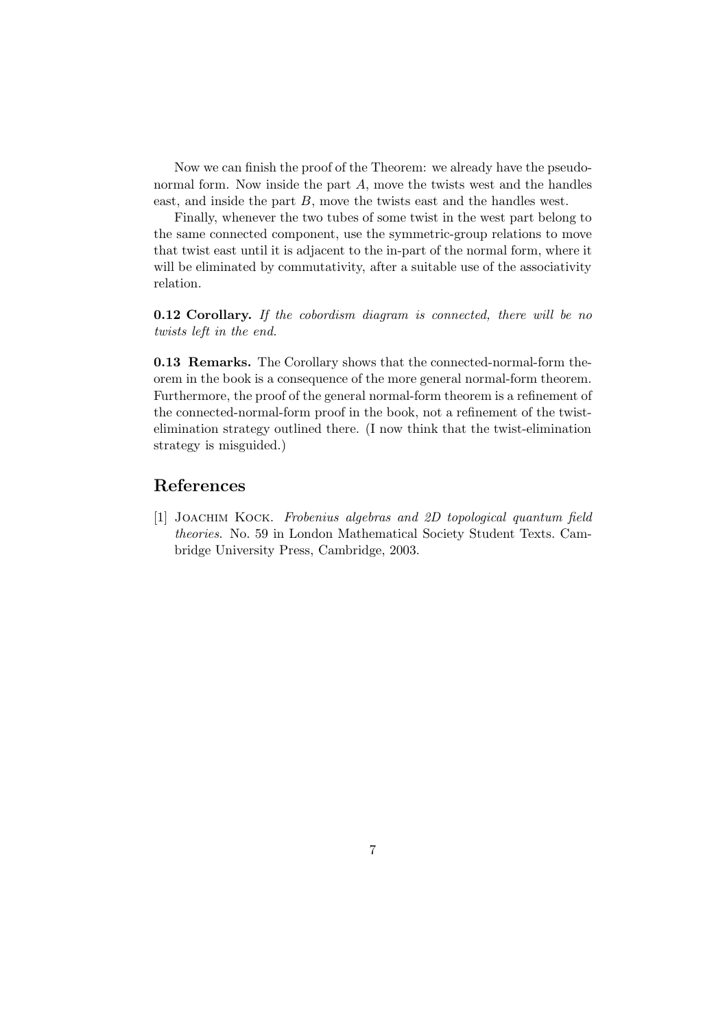Now we can finish the proof of the Theorem: we already have the pseudo-normal form. Now inside the part $A$, move the twists west and the handles east, and inside the part $B$, move the twists east and the handles west.

Finally, whenever the two tubes of some twist in the west part belong to the same connected component, use the symmetric-group relations to move that twist east until it is adjacent to the in-part of the normal form, where it will be eliminated by commutativity, after a suitable use of the associativity relation.

**0.12 Corollary.** *If the cobordism diagram is connected, there will be no twists left in the end.*

**0.13 Remarks.** The Corollary shows that the connected-normal-form theorem in the book is a consequence of the more general normal-form theorem. Furthermore, the proof of the general normal-form theorem is a refinement of the connected-normal-form proof in the book, not a refinement of the twist-elimination strategy outlined there. (I now think that the twist-elimination strategy is misguided.)

## References

[1] Joachim Kock. *Frobenius algebras and 2D topological quantum field theories*. No. 59 in London Mathematical Society Student Texts. Cambridge University Press, Cambridge, 2003.